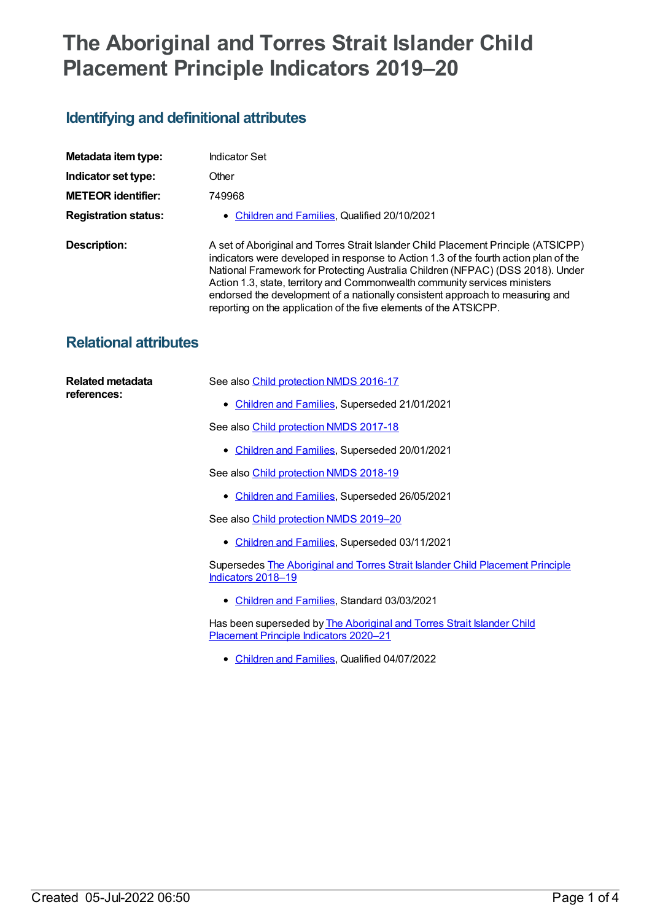# The Aboriginal and Torres Strait Islander Child Placement Principle Indicators 2019–20

## Identifying and definitional attributes

| | |
|---|---|
| **Metadata item type:** | Indicator Set |
| **Indicator set type:** | Other |
| **METEOR identifier:** | 749968 |
| **Registration status:** | • Children and Families, Qualified 20/10/2021 |
| **Description:** | A set of Aboriginal and Torres Strait Islander Child Placement Principle (ATSICPP) indicators were developed in response to Action 1.3 of the fourth action plan of the National Framework for Protecting Australia Children (NFPAC) (DSS 2018). Under Action 1.3, state, territory and Commonwealth community services ministers endorsed the development of a nationally consistent approach to measuring and reporting on the application of the five elements of the ATSICPP. |

## Relational attributes

**Related metadata references:**

See also Child protection NMDS 2016-17

- Children and Families, Superseded 21/01/2021

See also Child protection NMDS 2017-18

- Children and Families, Superseded 20/01/2021

See also Child protection NMDS 2018-19

- Children and Families, Superseded 26/05/2021

See also Child protection NMDS 2019–20

- Children and Families, Superseded 03/11/2021

Supersedes The Aboriginal and Torres Strait Islander Child Placement Principle Indicators 2018–19

- Children and Families, Standard 03/03/2021

Has been superseded by The Aboriginal and Torres Strait Islander Child Placement Principle Indicators 2020–21

- Children and Families, Qualified 04/07/2022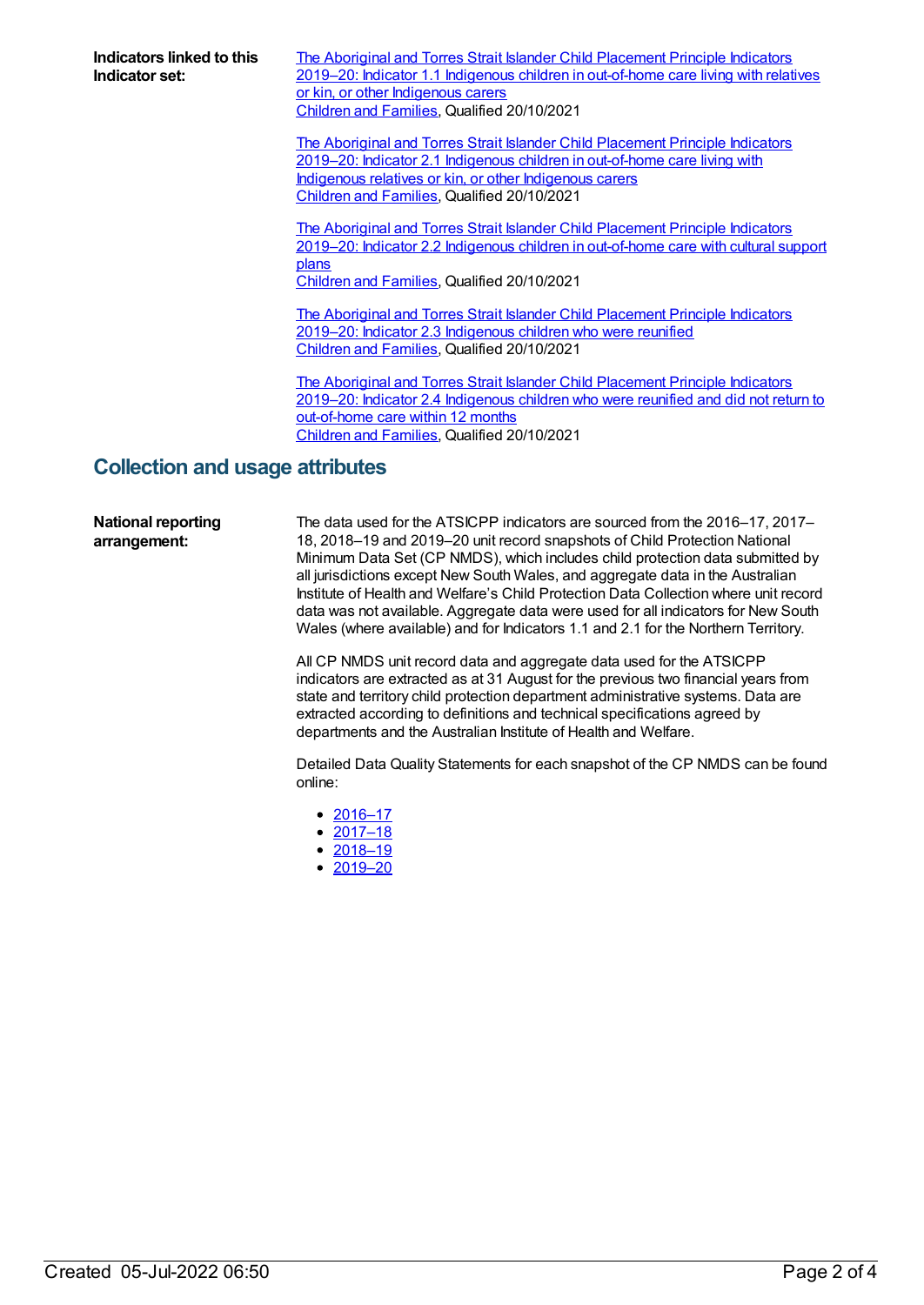**Indicators linked to this Indicator set:**

The Aboriginal and Torres Strait Islander Child Placement Principle Indicators 2019–20: Indicator 1.1 Indigenous children in out-of-home care living with relatives or kin, or other Indigenous carers
Children and Families, Qualified 20/10/2021

The Aboriginal and Torres Strait Islander Child Placement Principle Indicators 2019–20: Indicator 2.1 Indigenous children in out-of-home care living with Indigenous relatives or kin, or other Indigenous carers
Children and Families, Qualified 20/10/2021

The Aboriginal and Torres Strait Islander Child Placement Principle Indicators 2019–20: Indicator 2.2 Indigenous children in out-of-home care with cultural support plans
Children and Families, Qualified 20/10/2021

The Aboriginal and Torres Strait Islander Child Placement Principle Indicators 2019–20: Indicator 2.3 Indigenous children who were reunified
Children and Families, Qualified 20/10/2021

The Aboriginal and Torres Strait Islander Child Placement Principle Indicators 2019–20: Indicator 2.4 Indigenous children who were reunified and did not return to out-of-home care within 12 months
Children and Families, Qualified 20/10/2021

## Collection and usage attributes

**National reporting arrangement:**

The data used for the ATSICPP indicators are sourced from the 2016–17, 2017–18, 2018–19 and 2019–20 unit record snapshots of Child Protection National Minimum Data Set (CP NMDS), which includes child protection data submitted by all jurisdictions except New South Wales, and aggregate data in the Australian Institute of Health and Welfare's Child Protection Data Collection where unit record data was not available. Aggregate data were used for all indicators for New South Wales (where available) and for Indicators 1.1 and 2.1 for the Northern Territory.

All CP NMDS unit record data and aggregate data used for the ATSICPP indicators are extracted as at 31 August for the previous two financial years from state and territory child protection department administrative systems. Data are extracted according to definitions and technical specifications agreed by departments and the Australian Institute of Health and Welfare.

Detailed Data Quality Statements for each snapshot of the CP NMDS can be found online:

- 2016–17
- 2017–18
- 2018–19
- 2019–20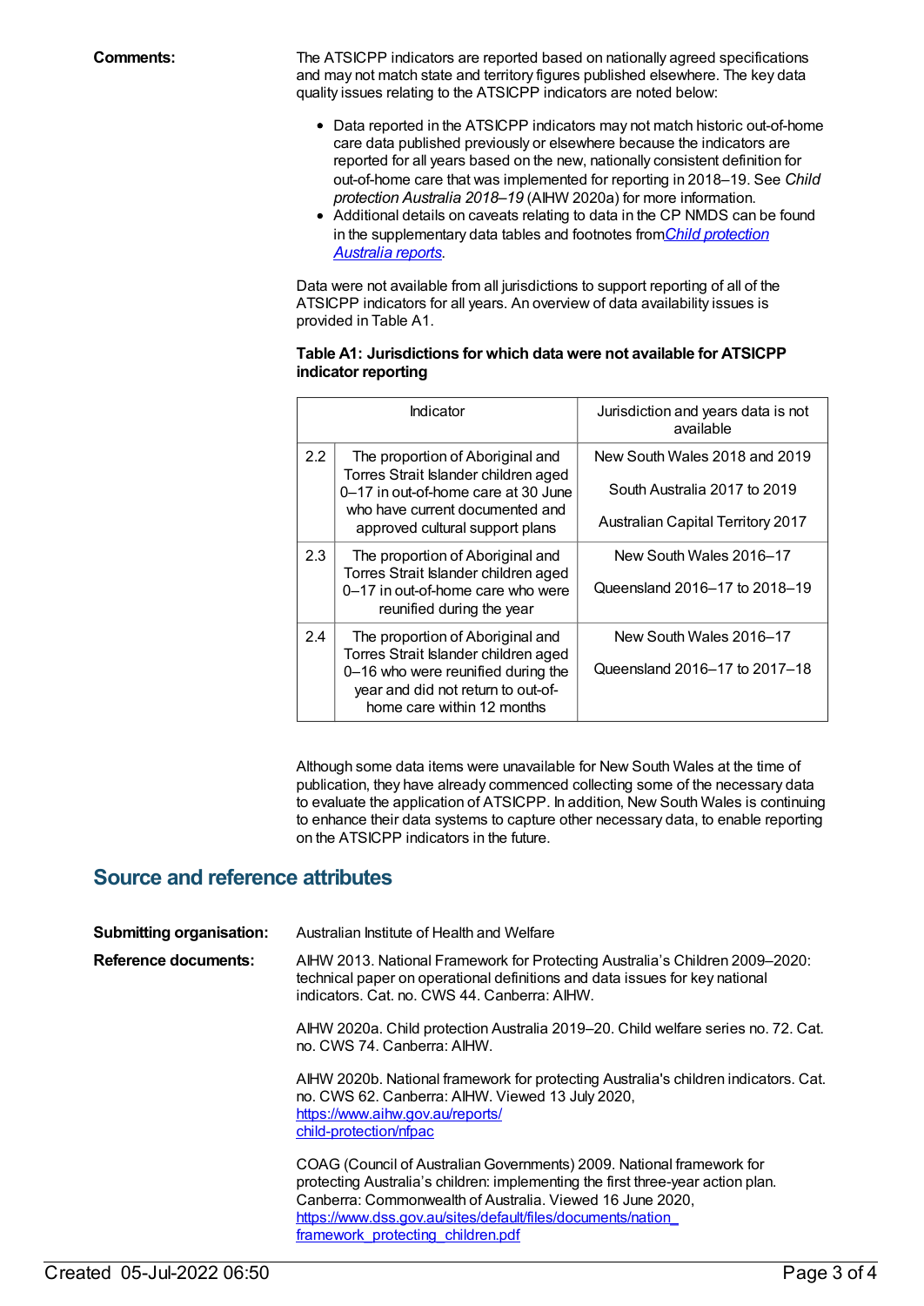**Comments:**

The ATSICPP indicators are reported based on nationally agreed specifications and may not match state and territory figures published elsewhere. The key data quality issues relating to the ATSICPP indicators are noted below:

- Data reported in the ATSICPP indicators may not match historic out-of-home care data published previously or elsewhere because the indicators are reported for all years based on the new, nationally consistent definition for out-of-home care that was implemented for reporting in 2018–19. See *Child protection Australia 2018–19* (AIHW 2020a) for more information.
- Additional details on caveats relating to data in the CP NMDS can be found in the supplementary data tables and footnotes from *Child protection Australia reports*.

Data were not available from all jurisdictions to support reporting of all of the ATSICPP indicators for all years. An overview of data availability issues is provided in Table A1.

**Table A1: Jurisdictions for which data were not available for ATSICPP indicator reporting**

| Indicator | | Jurisdiction and years data is not available |
|---|---|---|
| 2.2 | The proportion of Aboriginal and Torres Strait Islander children aged 0–17 in out-of-home care at 30 June who have current documented and approved cultural support plans | New South Wales 2018 and 2019<br><br>South Australia 2017 to 2019<br><br>Australian Capital Territory 2017 |
| 2.3 | The proportion of Aboriginal and Torres Strait Islander children aged 0–17 in out-of-home care who were reunified during the year | New South Wales 2016–17<br><br>Queensland 2016–17 to 2018–19 |
| 2.4 | The proportion of Aboriginal and Torres Strait Islander children aged 0–16 who were reunified during the year and did not return to out-of-home care within 12 months | New South Wales 2016–17<br><br>Queensland 2016–17 to 2017–18 |

Although some data items were unavailable for New South Wales at the time of publication, they have already commenced collecting some of the necessary data to evaluate the application of ATSICPP. In addition, New South Wales is continuing to enhance their data systems to capture other necessary data, to enable reporting on the ATSICPP indicators in the future.

## Source and reference attributes

**Submitting organisation:** Australian Institute of Health and Welfare

**Reference documents:**

AIHW 2013. National Framework for Protecting Australia's Children 2009–2020: technical paper on operational definitions and data issues for key national indicators. Cat. no. CWS 44. Canberra: AIHW.

AIHW 2020a. Child protection Australia 2019–20. Child welfare series no. 72. Cat. no. CWS 74. Canberra: AIHW.

AIHW 2020b. National framework for protecting Australia's children indicators. Cat. no. CWS 62. Canberra: AIHW. Viewed 13 July 2020, https://www.aihw.gov.au/reports/child-protection/nfpac

COAG (Council of Australian Governments) 2009. National framework for protecting Australia's children: implementing the first three-year action plan. Canberra: Commonwealth of Australia. Viewed 16 June 2020, https://www.dss.gov.au/sites/default/files/documents/nation_framework_protecting_children.pdf